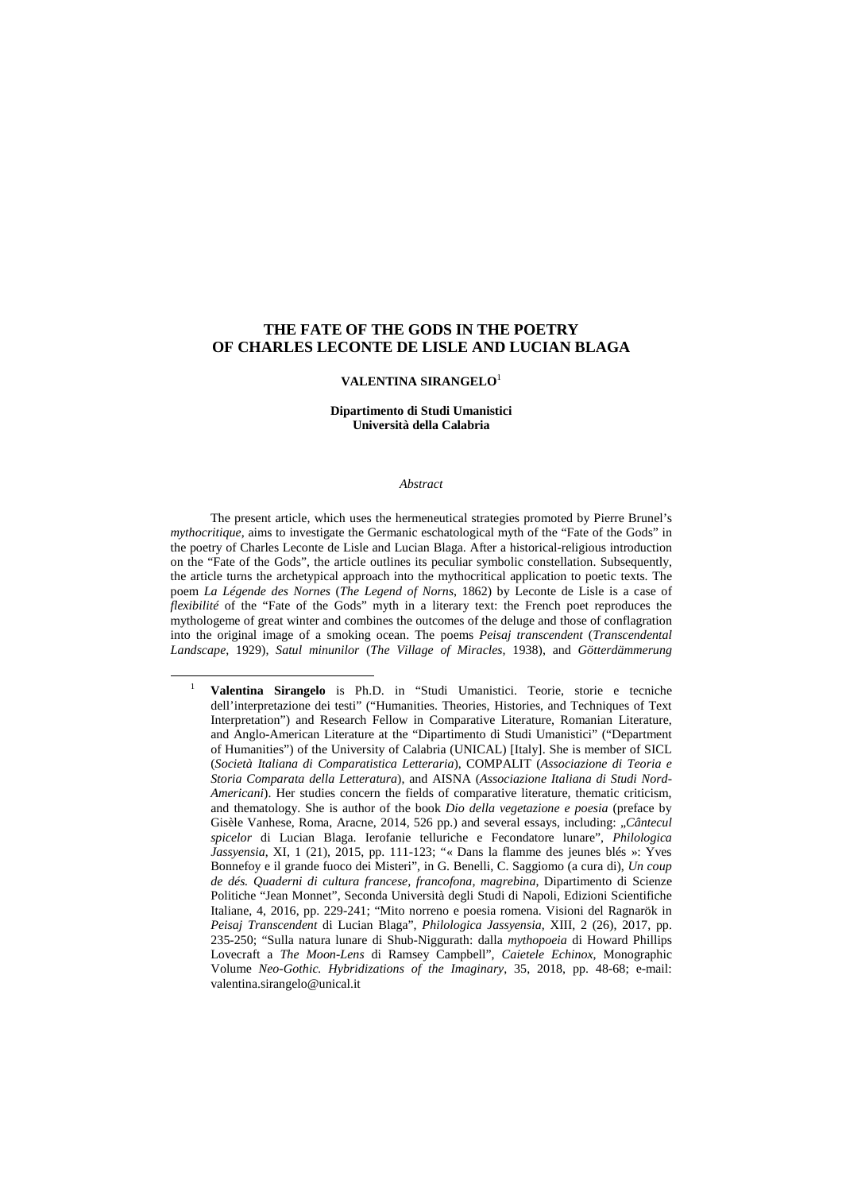# THE FATE OF THE GODS IN THE POETRY OF CHARLES LECONTE DE LISLE AND LUCIAN BLAGA

**VALENTINA SIRANGELO**[1]

**Dipartimento di Studi Umanistici**
**Università della Calabria**

*Abstract*

The present article, which uses the hermeneutical strategies promoted by Pierre Brunel's *mythocritique*, aims to investigate the Germanic eschatological myth of the "Fate of the Gods" in the poetry of Charles Leconte de Lisle and Lucian Blaga. After a historical-religious introduction on the "Fate of the Gods", the article outlines its peculiar symbolic constellation. Subsequently, the article turns the archetypical approach into the mythocritical application to poetic texts. The poem *La Légende des Nornes* (*The Legend of Norns*, 1862) by Leconte de Lisle is a case of *flexibilité* of the "Fate of the Gods" myth in a literary text: the French poet reproduces the mythologeme of great winter and combines the outcomes of the deluge and those of conflagration into the original image of a smoking ocean. The poems *Peisaj transcendent* (*Transcendental Landscape*, 1929), *Satul minunilor* (*The Village of Miracles*, 1938), and *Götterdämmerung*

[1] **Valentina Sirangelo** is Ph.D. in "Studi Umanistici. Teorie, storie e tecniche dell'interpretazione dei testi" ("Humanities. Theories, Histories, and Techniques of Text Interpretation") and Research Fellow in Comparative Literature, Romanian Literature, and Anglo-American Literature at the "Dipartimento di Studi Umanistici" ("Department of Humanities") of the University of Calabria (UNICAL) [Italy]. She is member of SICL (*Società Italiana di Comparatistica Letteraria*), COMPALIT (*Associazione di Teoria e Storia Comparata della Letteratura*), and AISNA (*Associazione Italiana di Studi Nord-Americani*). Her studies concern the fields of comparative literature, thematic criticism, and thematology. She is author of the book *Dio della vegetazione e poesia* (preface by Gisèle Vanhese, Roma, Aracne, 2014, 526 pp.) and several essays, including: „*Cântecul spicelor* di Lucian Blaga. Ierofanie telluriche e Fecondatore lunare", *Philologica Jassyensia*, XI, 1 (21), 2015, pp. 111-123; "« Dans la flamme des jeunes blés »: Yves Bonnefoy e il grande fuoco dei Misteri", in G. Benelli, C. Saggiomo (a cura di), *Un coup de dés. Quaderni di cultura francese, francofona, magrebina*, Dipartimento di Scienze Politiche "Jean Monnet", Seconda Università degli Studi di Napoli, Edizioni Scientifiche Italiane, 4, 2016, pp. 229-241; "Mito norreno e poesia romena. Visioni del Ragnarök in *Peisaj Transcendent* di Lucian Blaga", *Philologica Jassyensia*, XIII, 2 (26), 2017, pp. 235-250; "Sulla natura lunare di Shub-Niggurath: dalla *mythopoeia* di Howard Phillips Lovecraft a *The Moon-Lens* di Ramsey Campbell", *Caietele Echinox*, Monographic Volume *Neo-Gothic. Hybridizations of the Imaginary*, 35, 2018, pp. 48-68; e-mail: valentina.sirangelo@unical.it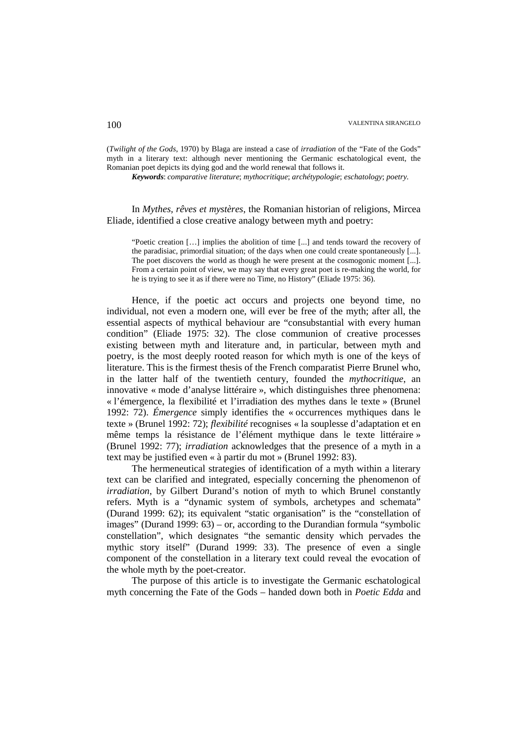(*Twilight of the Gods*, 1970) by Blaga are instead a case of *irradiation* of the "Fate of the Gods" myth in a literary text: although never mentioning the Germanic eschatological event, the Romanian poet depicts its dying god and the world renewal that follows it.

***Keywords***: *comparative literature*; *mythocritique*; *archétypologie*; *eschatology*; *poetry*.

In *Mythes, rêves et mystères*, the Romanian historian of religions, Mircea Eliade, identified a close creative analogy between myth and poetry:

> "Poetic creation […] implies the abolition of time [...] and tends toward the recovery of the paradisiac, primordial situation; of the days when one could create spontaneously [...]. The poet discovers the world as though he were present at the cosmogonic moment [...]. From a certain point of view, we may say that every great poet is re-making the world, for he is trying to see it as if there were no Time, no History" (Eliade 1975: 36).

Hence, if the poetic act occurs and projects one beyond time, no individual, not even a modern one, will ever be free of the myth; after all, the essential aspects of mythical behaviour are "consubstantial with every human condition" (Eliade 1975: 32). The close communion of creative processes existing between myth and literature and, in particular, between myth and poetry, is the most deeply rooted reason for which myth is one of the keys of literature. This is the firmest thesis of the French comparatist Pierre Brunel who, in the latter half of the twentieth century, founded the *mythocritique*, an innovative « mode d'analyse littéraire », which distinguishes three phenomena: « l'émergence, la flexibilité et l'irradiation des mythes dans le texte » (Brunel 1992: 72). *Émergence* simply identifies the « occurrences mythiques dans le texte » (Brunel 1992: 72); *flexibilité* recognises « la souplesse d'adaptation et en même temps la résistance de l'élément mythique dans le texte littéraire » (Brunel 1992: 77); *irradiation* acknowledges that the presence of a myth in a text may be justified even « à partir du mot » (Brunel 1992: 83).

The hermeneutical strategies of identification of a myth within a literary text can be clarified and integrated, especially concerning the phenomenon of *irradiation*, by Gilbert Durand's notion of myth to which Brunel constantly refers. Myth is a "dynamic system of symbols, archetypes and schemata" (Durand 1999: 62); its equivalent "static organisation" is the "constellation of images" (Durand 1999: 63) – or, according to the Durandian formula "symbolic constellation", which designates "the semantic density which pervades the mythic story itself" (Durand 1999: 33). The presence of even a single component of the constellation in a literary text could reveal the evocation of the whole myth by the poet-creator.

The purpose of this article is to investigate the Germanic eschatological myth concerning the Fate of the Gods – handed down both in *Poetic Edda* and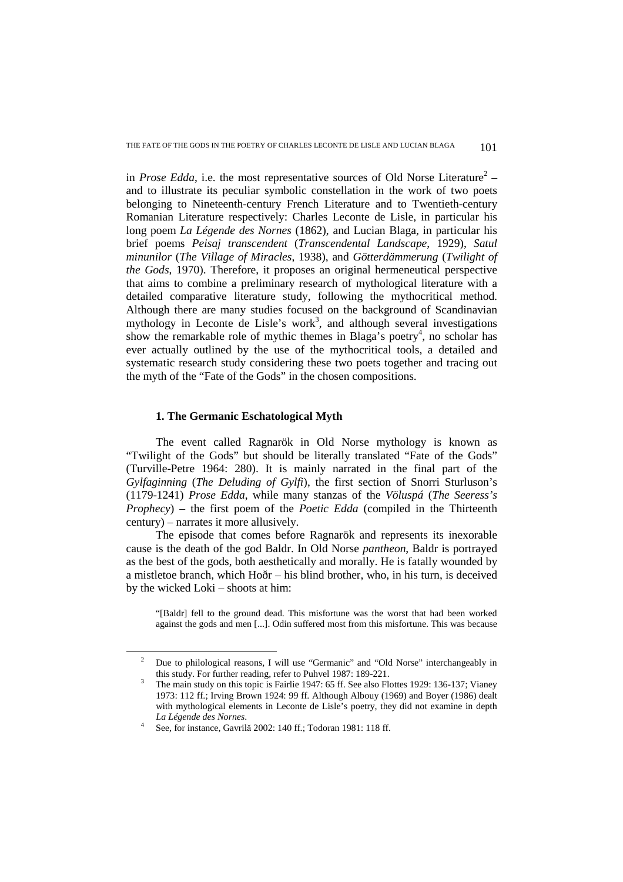in *Prose Edda*, i.e. the most representative sources of Old Norse Literature[2] – and to illustrate its peculiar symbolic constellation in the work of two poets belonging to Nineteenth-century French Literature and to Twentieth-century Romanian Literature respectively: Charles Leconte de Lisle, in particular his long poem *La Légende des Nornes* (1862), and Lucian Blaga, in particular his brief poems *Peisaj transcendent* (*Transcendental Landscape*, 1929), *Satul minunilor* (*The Village of Miracles*, 1938), and *Götterdämmerung* (*Twilight of the Gods*, 1970). Therefore, it proposes an original hermeneutical perspective that aims to combine a preliminary research of mythological literature with a detailed comparative literature study, following the mythocritical method. Although there are many studies focused on the background of Scandinavian mythology in Leconte de Lisle's work[3], and although several investigations show the remarkable role of mythic themes in Blaga's poetry[4], no scholar has ever actually outlined by the use of the mythocritical tools, a detailed and systematic research study considering these two poets together and tracing out the myth of the "Fate of the Gods" in the chosen compositions.

## 1. The Germanic Eschatological Myth

The event called Ragnarök in Old Norse mythology is known as "Twilight of the Gods" but should be literally translated "Fate of the Gods" (Turville-Petre 1964: 280). It is mainly narrated in the final part of the *Gylfaginning* (*The Deluding of Gylfi*), the first section of Snorri Sturluson's (1179-1241) *Prose Edda*, while many stanzas of the *Völuspá* (*The Seeress's Prophecy*) – the first poem of the *Poetic Edda* (compiled in the Thirteenth century) – narrates it more allusively.

The episode that comes before Ragnarök and represents its inexorable cause is the death of the god Baldr. In Old Norse *pantheon*, Baldr is portrayed as the best of the gods, both aesthetically and morally. He is fatally wounded by a mistletoe branch, which Hoðr – his blind brother, who, in his turn, is deceived by the wicked Loki – shoots at him:

> "[Baldr] fell to the ground dead. This misfortune was the worst that had been worked against the gods and men [...]. Odin suffered most from this misfortune. This was because

---

[2] Due to philological reasons, I will use "Germanic" and "Old Norse" interchangeably in this study. For further reading, refer to Puhvel 1987: 189-221.

[3] The main study on this topic is Fairlie 1947: 65 ff. See also Flottes 1929: 136-137; Vianey 1973: 112 ff.; Irving Brown 1924: 99 ff. Although Albouy (1969) and Boyer (1986) dealt with mythological elements in Leconte de Lisle's poetry, they did not examine in depth *La Légende des Nornes*.

[4] See, for instance, Gavrilă 2002: 140 ff.; Todoran 1981: 118 ff.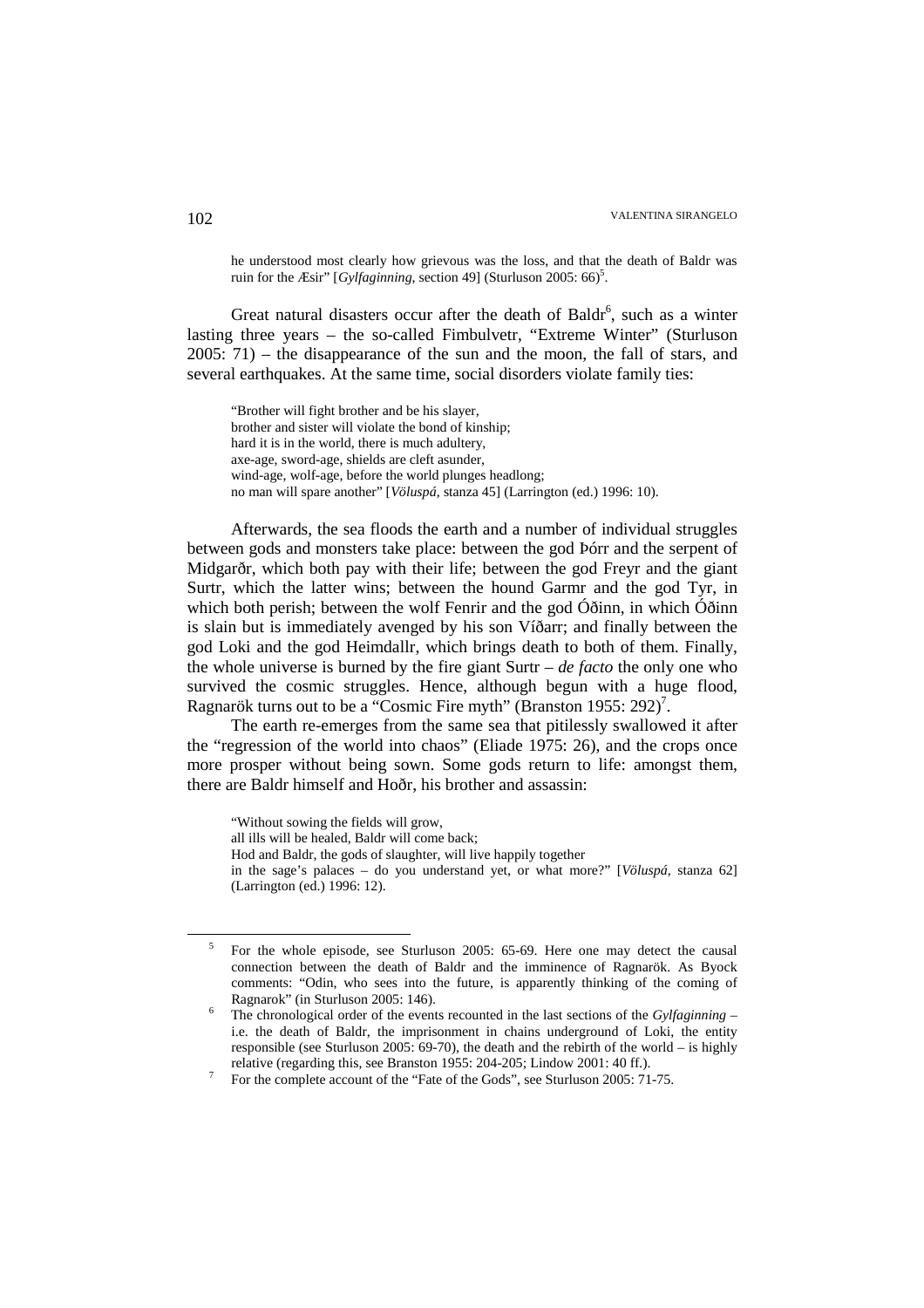> he understood most clearly how grievous was the loss, and that the death of Baldr was ruin for the Æsir" [*Gylfaginning*, section 49] (Sturluson 2005: 66)[5].

Great natural disasters occur after the death of Baldr[6], such as a winter lasting three years – the so-called Fimbulvetr, "Extreme Winter" (Sturluson 2005: 71) – the disappearance of the sun and the moon, the fall of stars, and several earthquakes. At the same time, social disorders violate family ties:

> "Brother will fight brother and be his slayer,
> brother and sister will violate the bond of kinship;
> hard it is in the world, there is much adultery,
> axe-age, sword-age, shields are cleft asunder,
> wind-age, wolf-age, before the world plunges headlong;
> no man will spare another" [*Völuspá*, stanza 45] (Larrington (ed.) 1996: 10).

Afterwards, the sea floods the earth and a number of individual struggles between gods and monsters take place: between the god Þórr and the serpent of Midgarðr, which both pay with their life; between the god Freyr and the giant Surtr, which the latter wins; between the hound Garmr and the god Tyr, in which both perish; between the wolf Fenrir and the god Óðinn, in which Óðinn is slain but is immediately avenged by his son Víðarr; and finally between the god Loki and the god Heimdallr, which brings death to both of them. Finally, the whole universe is burned by the fire giant Surtr – *de facto* the only one who survived the cosmic struggles. Hence, although begun with a huge flood, Ragnarök turns out to be a "Cosmic Fire myth" (Branston 1955: 292)[7].

The earth re-emerges from the same sea that pitilessly swallowed it after the "regression of the world into chaos" (Eliade 1975: 26), and the crops once more prosper without being sown. Some gods return to life: amongst them, there are Baldr himself and Hoðr, his brother and assassin:

> "Without sowing the fields will grow,
> all ills will be healed, Baldr will come back;
> Hod and Baldr, the gods of slaughter, will live happily together
> in the sage's palaces – do you understand yet, or what more?" [*Völuspá*, stanza 62] (Larrington (ed.) 1996: 12).

---

[5] For the whole episode, see Sturluson 2005: 65-69. Here one may detect the causal connection between the death of Baldr and the imminence of Ragnarök. As Byock comments: "Odin, who sees into the future, is apparently thinking of the coming of Ragnarok" (in Sturluson 2005: 146).

[6] The chronological order of the events recounted in the last sections of the *Gylfaginning* – i.e. the death of Baldr, the imprisonment in chains underground of Loki, the entity responsible (see Sturluson 2005: 69-70), the death and the rebirth of the world – is highly relative (regarding this, see Branston 1955: 204-205; Lindow 2001: 40 ff.).

[7] For the complete account of the "Fate of the Gods", see Sturluson 2005: 71-75.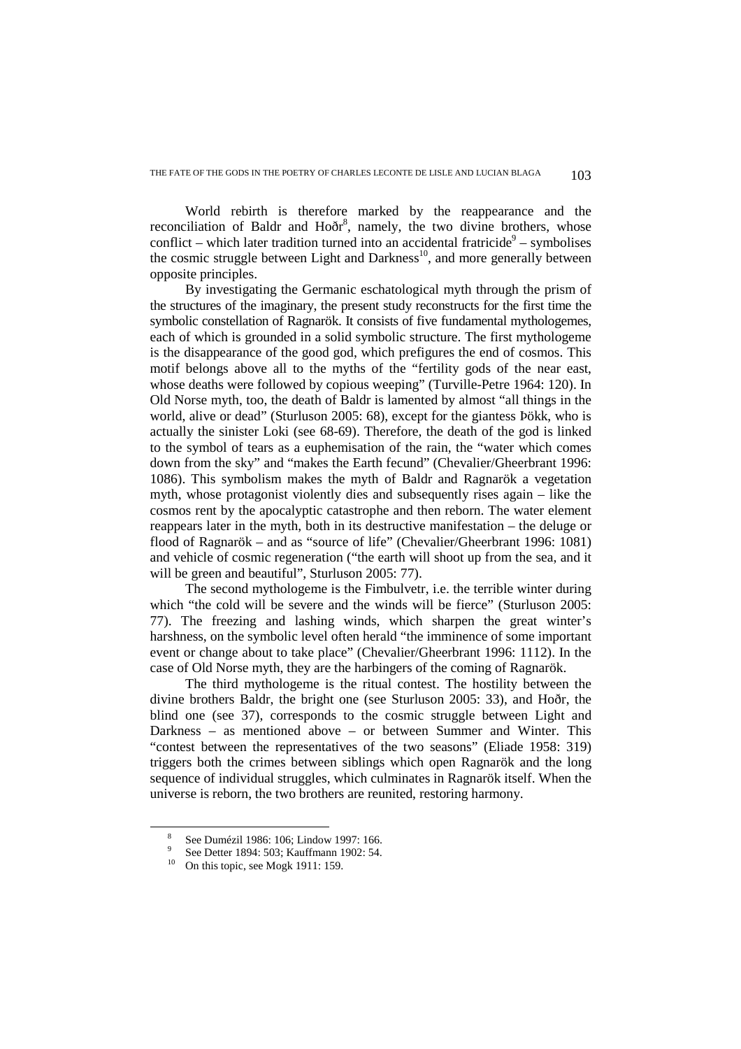World rebirth is therefore marked by the reappearance and the reconciliation of Baldr and Hoðr[8], namely, the two divine brothers, whose conflict – which later tradition turned into an accidental fratricide[9] – symbolises the cosmic struggle between Light and Darkness[10], and more generally between opposite principles.

By investigating the Germanic eschatological myth through the prism of the structures of the imaginary, the present study reconstructs for the first time the symbolic constellation of Ragnarök. It consists of five fundamental mythologemes, each of which is grounded in a solid symbolic structure. The first mythologeme is the disappearance of the good god, which prefigures the end of cosmos. This motif belongs above all to the myths of the "fertility gods of the near east, whose deaths were followed by copious weeping" (Turville-Petre 1964: 120). In Old Norse myth, too, the death of Baldr is lamented by almost "all things in the world, alive or dead" (Sturluson 2005: 68), except for the giantess Þökk, who is actually the sinister Loki (see 68-69). Therefore, the death of the god is linked to the symbol of tears as a euphemisation of the rain, the "water which comes down from the sky" and "makes the Earth fecund" (Chevalier/Gheerbrant 1996: 1086). This symbolism makes the myth of Baldr and Ragnarök a vegetation myth, whose protagonist violently dies and subsequently rises again – like the cosmos rent by the apocalyptic catastrophe and then reborn. The water element reappears later in the myth, both in its destructive manifestation – the deluge or flood of Ragnarök – and as "source of life" (Chevalier/Gheerbrant 1996: 1081) and vehicle of cosmic regeneration ("the earth will shoot up from the sea, and it will be green and beautiful", Sturluson 2005: 77).

The second mythologeme is the Fimbulvetr, i.e. the terrible winter during which "the cold will be severe and the winds will be fierce" (Sturluson 2005: 77). The freezing and lashing winds, which sharpen the great winter's harshness, on the symbolic level often herald "the imminence of some important event or change about to take place" (Chevalier/Gheerbrant 1996: 1112). In the case of Old Norse myth, they are the harbingers of the coming of Ragnarök.

The third mythologeme is the ritual contest. The hostility between the divine brothers Baldr, the bright one (see Sturluson 2005: 33), and Hoðr, the blind one (see 37), corresponds to the cosmic struggle between Light and Darkness – as mentioned above – or between Summer and Winter. This "contest between the representatives of the two seasons" (Eliade 1958: 319) triggers both the crimes between siblings which open Ragnarök and the long sequence of individual struggles, which culminates in Ragnarök itself. When the universe is reborn, the two brothers are reunited, restoring harmony.

---

[8] See Dumézil 1986: 106; Lindow 1997: 166.

[9] See Detter 1894: 503; Kauffmann 1902: 54.

[10] On this topic, see Mogk 1911: 159.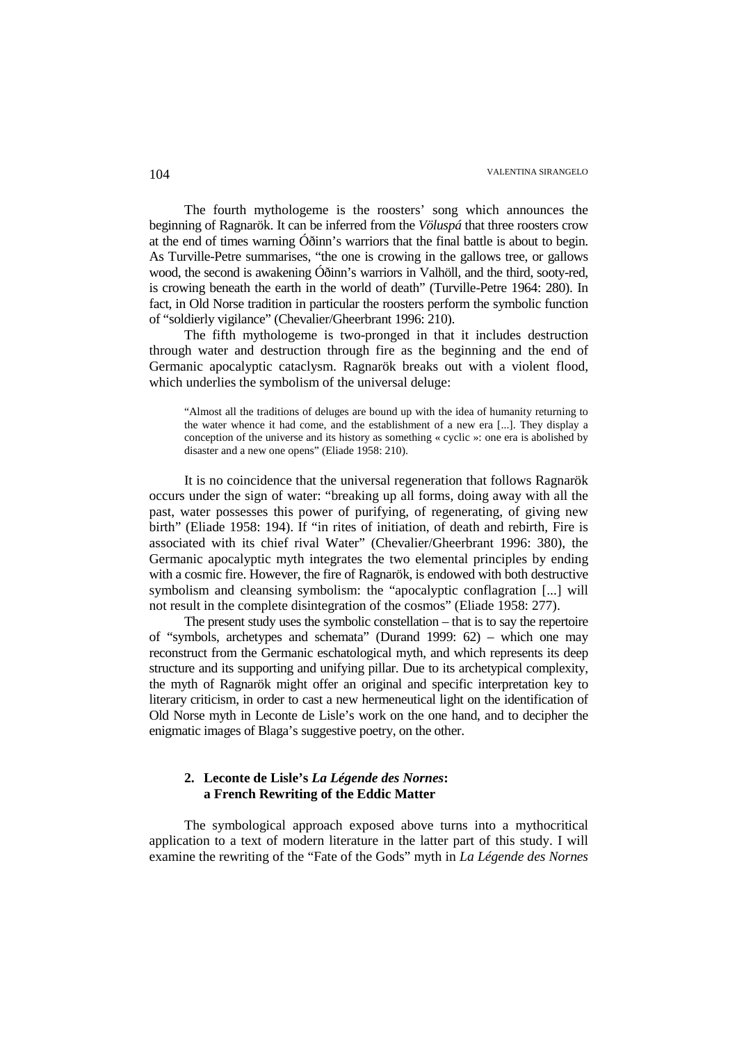The fourth mythologeme is the roosters' song which announces the beginning of Ragnarök. It can be inferred from the *Völuspá* that three roosters crow at the end of times warning Óðinn's warriors that the final battle is about to begin. As Turville-Petre summarises, "the one is crowing in the gallows tree, or gallows wood, the second is awakening Óðinn's warriors in Valhöll, and the third, sooty-red, is crowing beneath the earth in the world of death" (Turville-Petre 1964: 280). In fact, in Old Norse tradition in particular the roosters perform the symbolic function of "soldierly vigilance" (Chevalier/Gheerbrant 1996: 210).

The fifth mythologeme is two-pronged in that it includes destruction through water and destruction through fire as the beginning and the end of Germanic apocalyptic cataclysm. Ragnarök breaks out with a violent flood, which underlies the symbolism of the universal deluge:

> "Almost all the traditions of deluges are bound up with the idea of humanity returning to the water whence it had come, and the establishment of a new era [...]. They display a conception of the universe and its history as something « cyclic »: one era is abolished by disaster and a new one opens" (Eliade 1958: 210).

It is no coincidence that the universal regeneration that follows Ragnarök occurs under the sign of water: "breaking up all forms, doing away with all the past, water possesses this power of purifying, of regenerating, of giving new birth" (Eliade 1958: 194). If "in rites of initiation, of death and rebirth, Fire is associated with its chief rival Water" (Chevalier/Gheerbrant 1996: 380), the Germanic apocalyptic myth integrates the two elemental principles by ending with a cosmic fire. However, the fire of Ragnarök, is endowed with both destructive symbolism and cleansing symbolism: the "apocalyptic conflagration [...] will not result in the complete disintegration of the cosmos" (Eliade 1958: 277).

The present study uses the symbolic constellation – that is to say the repertoire of "symbols, archetypes and schemata" (Durand 1999: 62) – which one may reconstruct from the Germanic eschatological myth, and which represents its deep structure and its supporting and unifying pillar. Due to its archetypical complexity, the myth of Ragnarök might offer an original and specific interpretation key to literary criticism, in order to cast a new hermeneutical light on the identification of Old Norse myth in Leconte de Lisle's work on the one hand, and to decipher the enigmatic images of Blaga's suggestive poetry, on the other.

## 2. Leconte de Lisle's *La Légende des Nornes*: a French Rewriting of the Eddic Matter

The symbological approach exposed above turns into a mythocritical application to a text of modern literature in the latter part of this study. I will examine the rewriting of the "Fate of the Gods" myth in *La Légende des Nornes*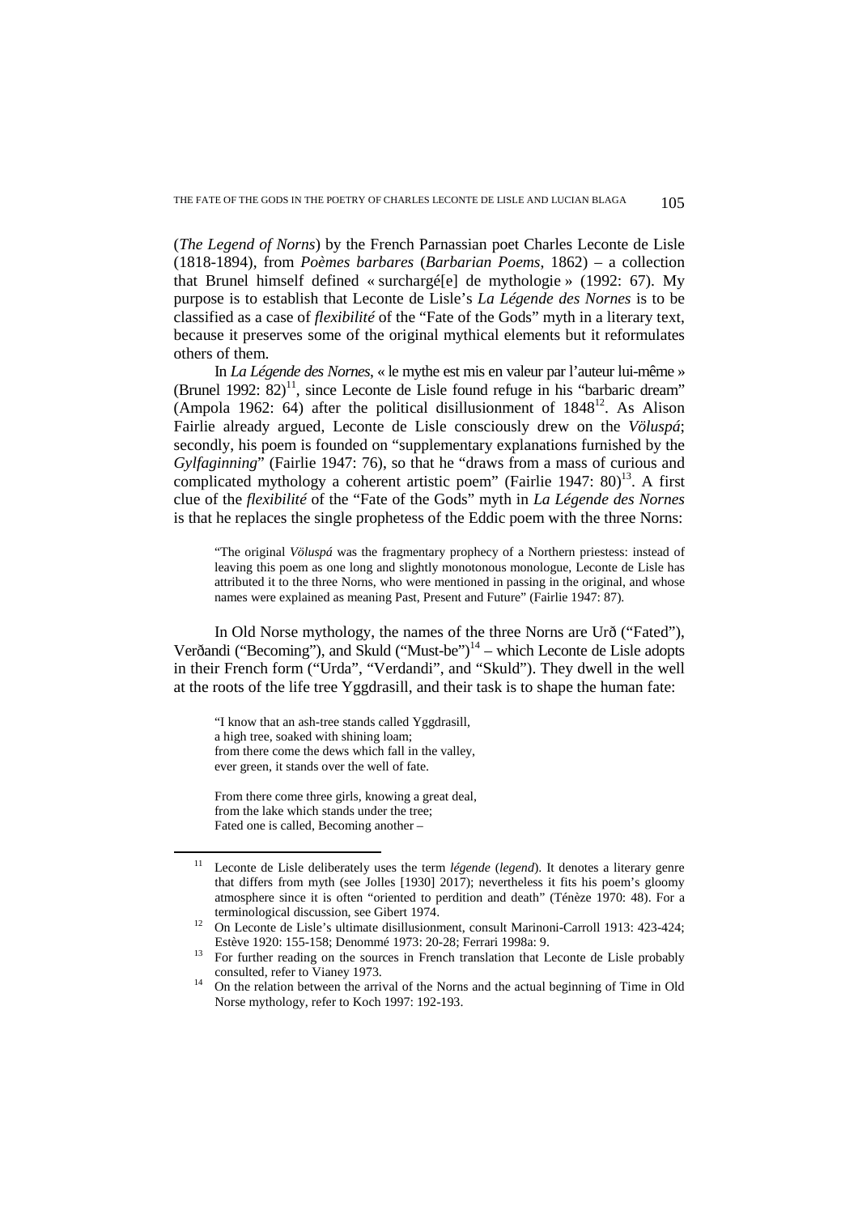(*The Legend of Norns*) by the French Parnassian poet Charles Leconte de Lisle (1818-1894), from *Poèmes barbares* (*Barbarian Poems*, 1862) – a collection that Brunel himself defined « surchargé[e] de mythologie » (1992: 67). My purpose is to establish that Leconte de Lisle's *La Légende des Nornes* is to be classified as a case of *flexibilité* of the "Fate of the Gods" myth in a literary text, because it preserves some of the original mythical elements but it reformulates others of them.

In *La Légende des Nornes*, « le mythe est mis en valeur par l'auteur lui-même » (Brunel 1992: 82)[11], since Leconte de Lisle found refuge in his "barbaric dream" (Ampola 1962: 64) after the political disillusionment of 1848[12]. As Alison Fairlie already argued, Leconte de Lisle consciously drew on the *Völuspá*; secondly, his poem is founded on "supplementary explanations furnished by the *Gylfaginning*" (Fairlie 1947: 76), so that he "draws from a mass of curious and complicated mythology a coherent artistic poem" (Fairlie 1947: 80)[13]. A first clue of the *flexibilité* of the "Fate of the Gods" myth in *La Légende des Nornes* is that he replaces the single prophetess of the Eddic poem with the three Norns:

> "The original *Völuspá* was the fragmentary prophecy of a Northern priestess: instead of leaving this poem as one long and slightly monotonous monologue, Leconte de Lisle has attributed it to the three Norns, who were mentioned in passing in the original, and whose names were explained as meaning Past, Present and Future" (Fairlie 1947: 87).

In Old Norse mythology, the names of the three Norns are Urð ("Fated"), Verðandi ("Becoming"), and Skuld ("Must-be")[14] – which Leconte de Lisle adopts in their French form ("Urda", "Verdandi", and "Skuld"). They dwell in the well at the roots of the life tree Yggdrasill, and their task is to shape the human fate:

> "I know that an ash-tree stands called Yggdrasill,
> a high tree, soaked with shining loam;
> from there come the dews which fall in the valley,
> ever green, it stands over the well of fate.
>
> From there come three girls, knowing a great deal,
> from the lake which stands under the tree;
> Fated one is called, Becoming another –

---

[11] Leconte de Lisle deliberately uses the term *légende* (*legend*). It denotes a literary genre that differs from myth (see Jolles [1930] 2017); nevertheless it fits his poem's gloomy atmosphere since it is often "oriented to perdition and death" (Ténèze 1970: 48). For a terminological discussion, see Gibert 1974.

[12] On Leconte de Lisle's ultimate disillusionment, consult Marinoni-Carroll 1913: 423-424; Estève 1920: 155-158; Denommé 1973: 20-28; Ferrari 1998a: 9.

[13] For further reading on the sources in French translation that Leconte de Lisle probably consulted, refer to Vianey 1973.

[14] On the relation between the arrival of the Norns and the actual beginning of Time in Old Norse mythology, refer to Koch 1997: 192-193.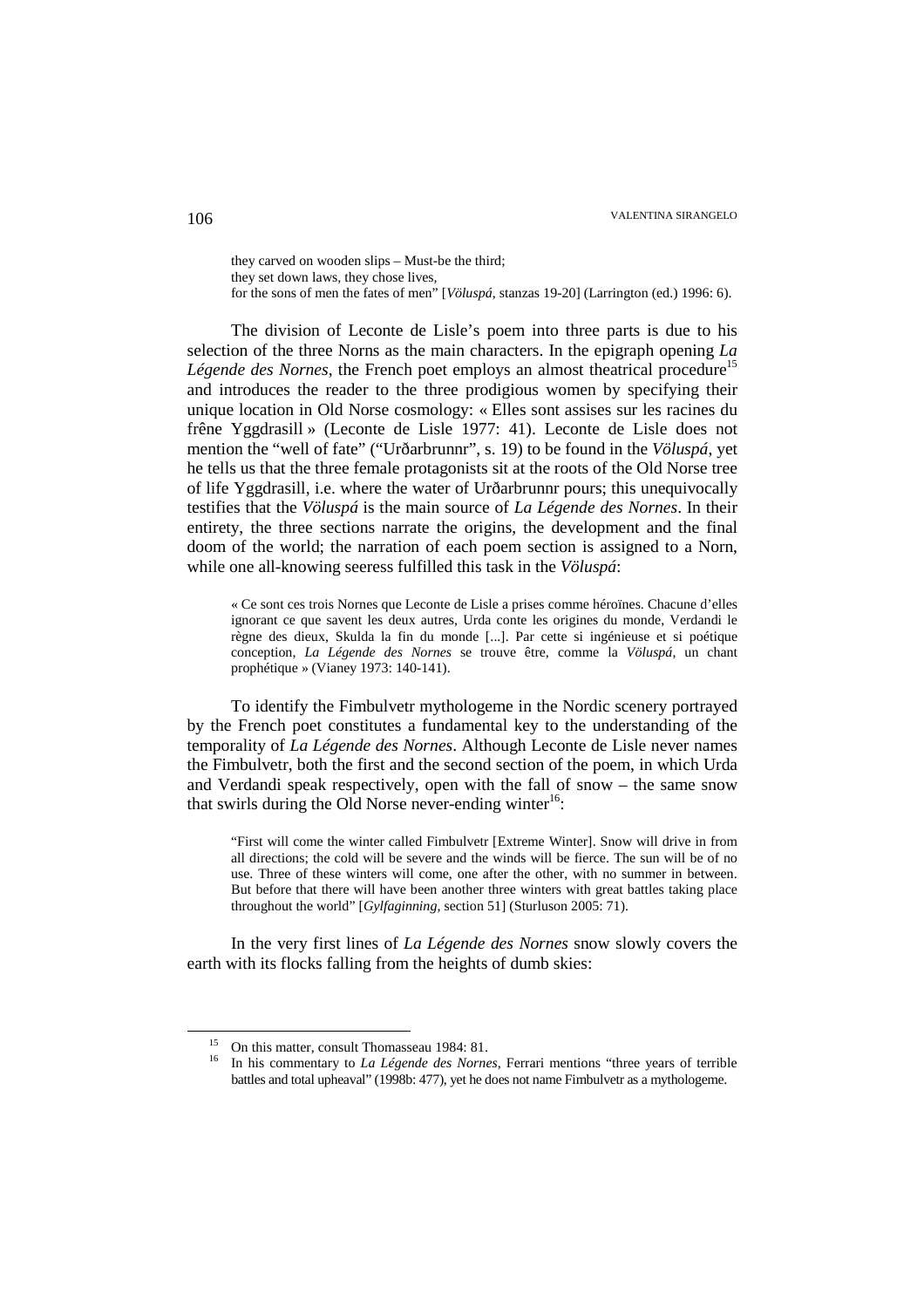> they carved on wooden slips – Must-be the third;
> they set down laws, they chose lives,
> for the sons of men the fates of men" [*Völuspá*, stanzas 19-20] (Larrington (ed.) 1996: 6).

The division of Leconte de Lisle's poem into three parts is due to his selection of the three Norns as the main characters. In the epigraph opening *La Légende des Nornes*, the French poet employs an almost theatrical procedure[15] and introduces the reader to the three prodigious women by specifying their unique location in Old Norse cosmology: « Elles sont assises sur les racines du frêne Yggdrasill » (Leconte de Lisle 1977: 41). Leconte de Lisle does not mention the "well of fate" ("Urðarbrunnr", s. 19) to be found in the *Völuspá*, yet he tells us that the three female protagonists sit at the roots of the Old Norse tree of life Yggdrasill, i.e. where the water of Urðarbrunnr pours; this unequivocally testifies that the *Völuspá* is the main source of *La Légende des Nornes*. In their entirety, the three sections narrate the origins, the development and the final doom of the world; the narration of each poem section is assigned to a Norn, while one all-knowing seeress fulfilled this task in the *Völuspá*:

> « Ce sont ces trois Nornes que Leconte de Lisle a prises comme héroïnes. Chacune d'elles ignorant ce que savent les deux autres, Urda conte les origines du monde, Verdandi le règne des dieux, Skulda la fin du monde [...]. Par cette si ingénieuse et si poétique conception, *La Légende des Nornes* se trouve être, comme la *Völuspá*, un chant prophétique » (Vianey 1973: 140-141).

To identify the Fimbulvetr mythologeme in the Nordic scenery portrayed by the French poet constitutes a fundamental key to the understanding of the temporality of *La Légende des Nornes*. Although Leconte de Lisle never names the Fimbulvetr, both the first and the second section of the poem, in which Urda and Verdandi speak respectively, open with the fall of snow – the same snow that swirls during the Old Norse never-ending winter[16]:

> "First will come the winter called Fimbulvetr [Extreme Winter]. Snow will drive in from all directions; the cold will be severe and the winds will be fierce. The sun will be of no use. Three of these winters will come, one after the other, with no summer in between. But before that there will have been another three winters with great battles taking place throughout the world" [*Gylfaginning*, section 51] (Sturluson 2005: 71).

In the very first lines of *La Légende des Nornes* snow slowly covers the earth with its flocks falling from the heights of dumb skies:

---

[15] On this matter, consult Thomasseau 1984: 81.

[16] In his commentary to *La Légende des Nornes*, Ferrari mentions "three years of terrible battles and total upheaval" (1998b: 477), yet he does not name Fimbulvetr as a mythologeme.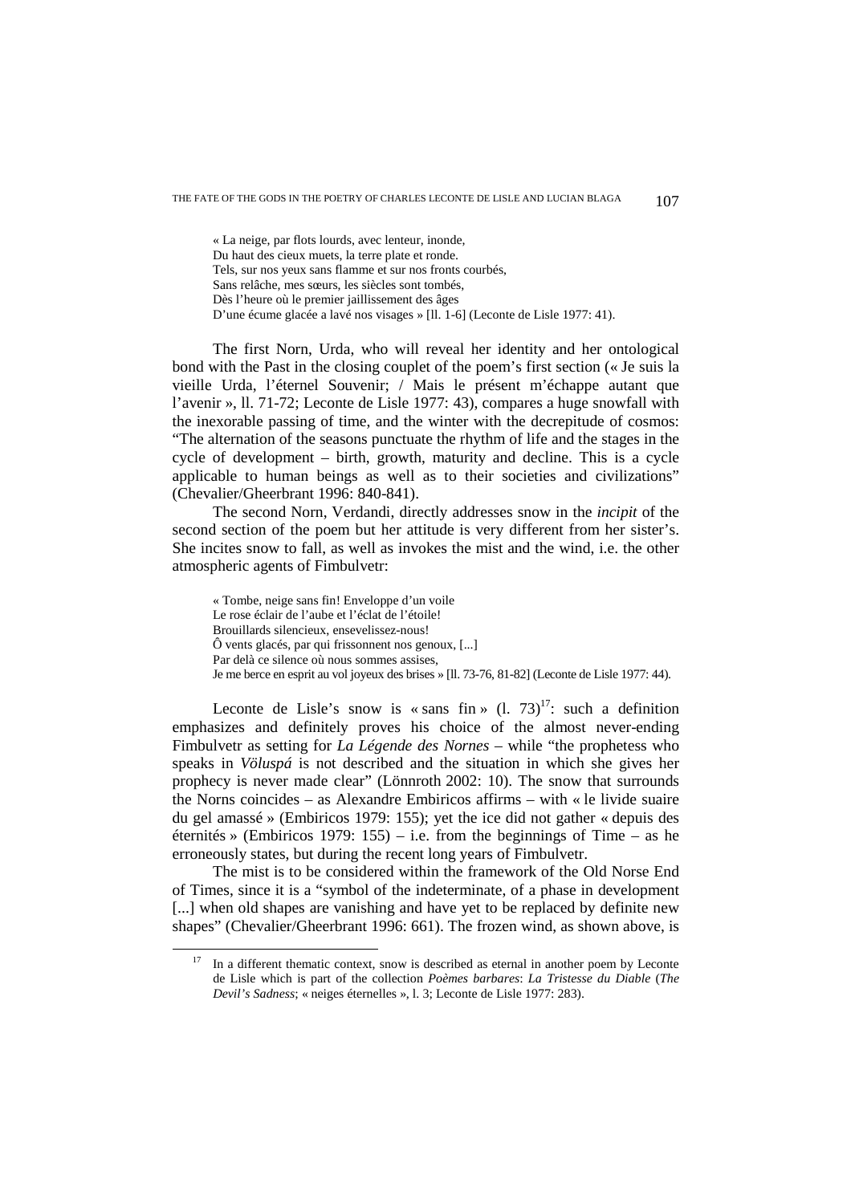« La neige, par flots lourds, avec lenteur, inonde,
Du haut des cieux muets, la terre plate et ronde.
Tels, sur nos yeux sans flamme et sur nos fronts courbés,
Sans relâche, mes sœurs, les siècles sont tombés,
Dès l'heure où le premier jaillissement des âges
D'une écume glacée a lavé nos visages » [ll. 1-6] (Leconte de Lisle 1977: 41).

The first Norn, Urda, who will reveal her identity and her ontological bond with the Past in the closing couplet of the poem's first section (« Je suis la vieille Urda, l'éternel Souvenir; / Mais le présent m'échappe autant que l'avenir », ll. 71-72; Leconte de Lisle 1977: 43), compares a huge snowfall with the inexorable passing of time, and the winter with the decrepitude of cosmos: "The alternation of the seasons punctuate the rhythm of life and the stages in the cycle of development – birth, growth, maturity and decline. This is a cycle applicable to human beings as well as to their societies and civilizations" (Chevalier/Gheerbrant 1996: 840-841).

The second Norn, Verdandi, directly addresses snow in the *incipit* of the second section of the poem but her attitude is very different from her sister's. She incites snow to fall, as well as invokes the mist and the wind, i.e. the other atmospheric agents of Fimbulvetr:

« Tombe, neige sans fin! Enveloppe d'un voile
Le rose éclair de l'aube et l'éclat de l'étoile!
Brouillards silencieux, ensevelissez-nous!
Ô vents glacés, par qui frissonnent nos genoux, [...]
Par delà ce silence où nous sommes assises,
Je me berce en esprit au vol joyeux des brises » [ll. 73-76, 81-82] (Leconte de Lisle 1977: 44).

Leconte de Lisle's snow is « sans fin » (l. 73)[17]: such a definition emphasizes and definitely proves his choice of the almost never-ending Fimbulvetr as setting for *La Légende des Nornes* – while "the prophetess who speaks in *Völuspá* is not described and the situation in which she gives her prophecy is never made clear" (Lönnroth 2002: 10). The snow that surrounds the Norns coincides – as Alexandre Embiricos affirms – with « le livide suaire du gel amassé » (Embiricos 1979: 155); yet the ice did not gather « depuis des éternités » (Embiricos 1979: 155) – i.e. from the beginnings of Time – as he erroneously states, but during the recent long years of Fimbulvetr.

The mist is to be considered within the framework of the Old Norse End of Times, since it is a "symbol of the indeterminate, of a phase in development [...] when old shapes are vanishing and have yet to be replaced by definite new shapes" (Chevalier/Gheerbrant 1996: 661). The frozen wind, as shown above, is

[17] In a different thematic context, snow is described as eternal in another poem by Leconte de Lisle which is part of the collection *Poèmes barbares*: *La Tristesse du Diable* (*The Devil's Sadness*; « neiges éternelles », l. 3; Leconte de Lisle 1977: 283).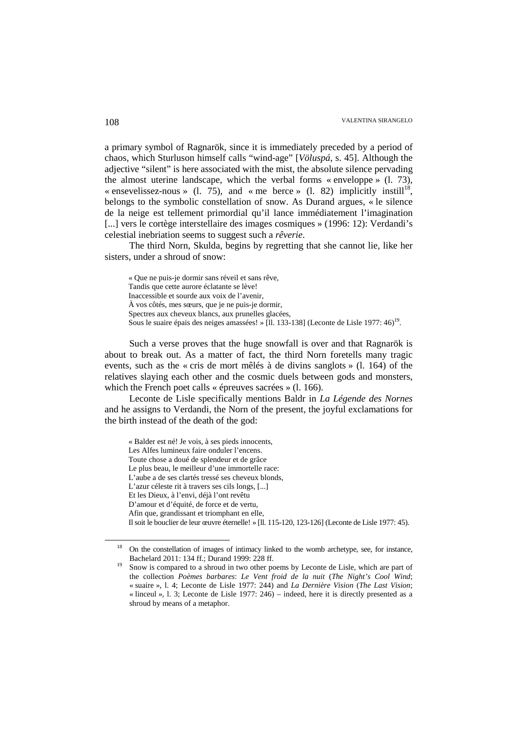a primary symbol of Ragnarök, since it is immediately preceded by a period of chaos, which Sturluson himself calls "wind-age" [*Völuspá*, s. 45]. Although the adjective "silent" is here associated with the mist, the absolute silence pervading the almost uterine landscape, which the verbal forms « enveloppe » (l. 73), « ensevelissez-nous » (l. 75), and « me berce » (l. 82) implicitly instill[18], belongs to the symbolic constellation of snow. As Durand argues, « le silence de la neige est tellement primordial qu'il lance immédiatement l'imagination [...] vers le cortège interstellaire des images cosmiques » (1996: 12): Verdandi's celestial inebriation seems to suggest such a *rêverie*.

The third Norn, Skulda, begins by regretting that she cannot lie, like her sisters, under a shroud of snow:

> « Que ne puis-je dormir sans réveil et sans rêve,
> Tandis que cette aurore éclatante se lève!
> Inaccessible et sourde aux voix de l'avenir,
> À vos côtés, mes sœurs, que je ne puis-je dormir,
> Spectres aux cheveux blancs, aux prunelles glacées,
> Sous le suaire épais des neiges amassées! » [ll. 133-138] (Leconte de Lisle 1977: 46)[19].

Such a verse proves that the huge snowfall is over and that Ragnarök is about to break out. As a matter of fact, the third Norn foretells many tragic events, such as the « cris de mort mêlés à de divins sanglots » (l. 164) of the relatives slaying each other and the cosmic duels between gods and monsters, which the French poet calls « épreuves sacrées » (l. 166).

Leconte de Lisle specifically mentions Baldr in *La Légende des Nornes* and he assigns to Verdandi, the Norn of the present, the joyful exclamations for the birth instead of the death of the god:

> « Balder est né! Je vois, à ses pieds innocents,
> Les Alfes lumineux faire onduler l'encens.
> Toute chose a doué de splendeur et de grâce
> Le plus beau, le meilleur d'une immortelle race:
> L'aube a de ses clartés tressé ses cheveux blonds,
> L'azur céleste rit à travers ses cils longs, [...]
> Et les Dieux, à l'envi, déjà l'ont revêtu
> D'amour et d'équité, de force et de vertu,
> Afin que, grandissant et triomphant en elle,
> Il soit le bouclier de leur œuvre éternelle! » [ll. 115-120, 123-126] (Leconte de Lisle 1977: 45).

---

[18] On the constellation of images of intimacy linked to the womb archetype, see, for instance, Bachelard 2011: 134 ff.; Durand 1999: 228 ff.

[19] Snow is compared to a shroud in two other poems by Leconte de Lisle, which are part of the collection *Poèmes barbares*: *Le Vent froid de la nuit* (*The Night's Cool Wind*; « suaire », l. 4; Leconte de Lisle 1977: 244) and *La Dernière Vision* (*The Last Vision*; « linceul », l. 3; Leconte de Lisle 1977: 246) – indeed, here it is directly presented as a shroud by means of a metaphor.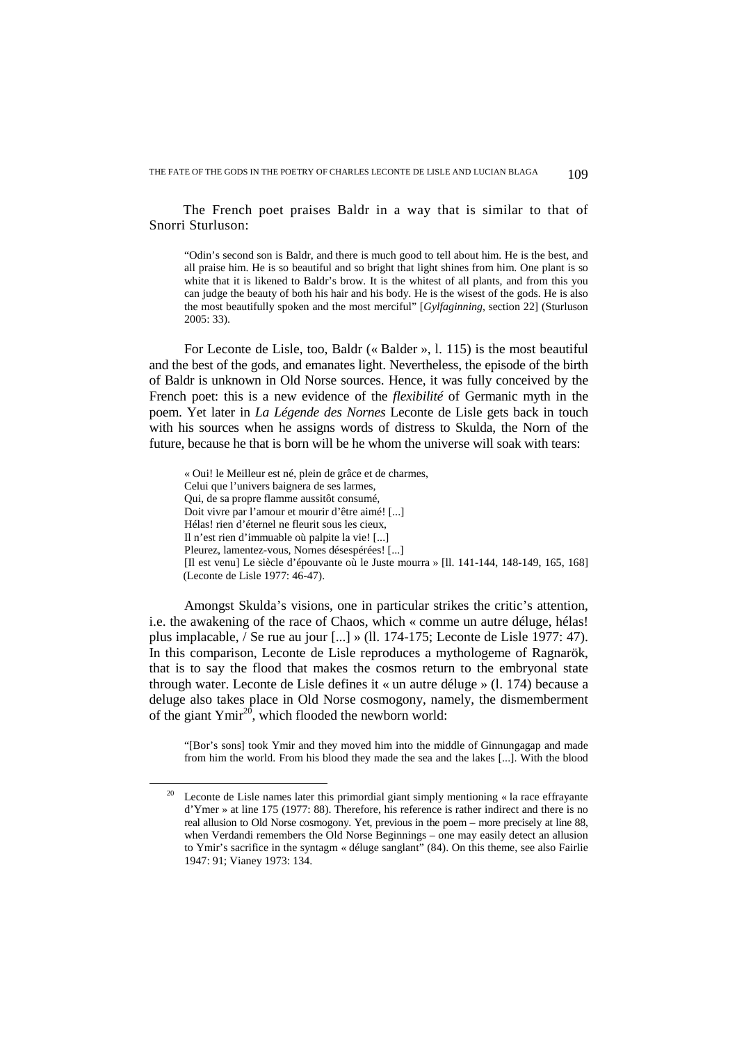The French poet praises Baldr in a way that is similar to that of Snorri Sturluson:

> "Odin's second son is Baldr, and there is much good to tell about him. He is the best, and all praise him. He is so beautiful and so bright that light shines from him. One plant is so white that it is likened to Baldr's brow. It is the whitest of all plants, and from this you can judge the beauty of both his hair and his body. He is the wisest of the gods. He is also the most beautifully spoken and the most merciful" [*Gylfaginning*, section 22] (Sturluson 2005: 33).

For Leconte de Lisle, too, Baldr (« Balder », l. 115) is the most beautiful and the best of the gods, and emanates light. Nevertheless, the episode of the birth of Baldr is unknown in Old Norse sources. Hence, it was fully conceived by the French poet: this is a new evidence of the *flexibilité* of Germanic myth in the poem. Yet later in *La Légende des Nornes* Leconte de Lisle gets back in touch with his sources when he assigns words of distress to Skulda, the Norn of the future, because he that is born will be he whom the universe will soak with tears:

> « Oui! le Meilleur est né, plein de grâce et de charmes,
> Celui que l'univers baignera de ses larmes,
> Qui, de sa propre flamme aussitôt consumé,
> Doit vivre par l'amour et mourir d'être aimé! [...]
> Hélas! rien d'éternel ne fleurit sous les cieux,
> Il n'est rien d'immuable où palpite la vie! [...]
> Pleurez, lamentez-vous, Nornes désespérées! [...]
> [Il est venu] Le siècle d'épouvante où le Juste mourra » [ll. 141-144, 148-149, 165, 168] (Leconte de Lisle 1977: 46-47).

Amongst Skulda's visions, one in particular strikes the critic's attention, i.e. the awakening of the race of Chaos, which « comme un autre déluge, hélas! plus implacable, / Se rue au jour [...] » (ll. 174-175; Leconte de Lisle 1977: 47). In this comparison, Leconte de Lisle reproduces a mythologeme of Ragnarök, that is to say the flood that makes the cosmos return to the embryonal state through water. Leconte de Lisle defines it « un autre déluge » (l. 174) because a deluge also takes place in Old Norse cosmogony, namely, the dismemberment of the giant Ymir[20], which flooded the newborn world:

> "[Bor's sons] took Ymir and they moved him into the middle of Ginnungagap and made from him the world. From his blood they made the sea and the lakes [...]. With the blood

[20] Leconte de Lisle names later this primordial giant simply mentioning « la race effrayante d'Ymer » at line 175 (1977: 88). Therefore, his reference is rather indirect and there is no real allusion to Old Norse cosmogony. Yet, previous in the poem – more precisely at line 88, when Verdandi remembers the Old Norse Beginnings – one may easily detect an allusion to Ymir's sacrifice in the syntagm « déluge sanglant" (84). On this theme, see also Fairlie 1947: 91; Vianey 1973: 134.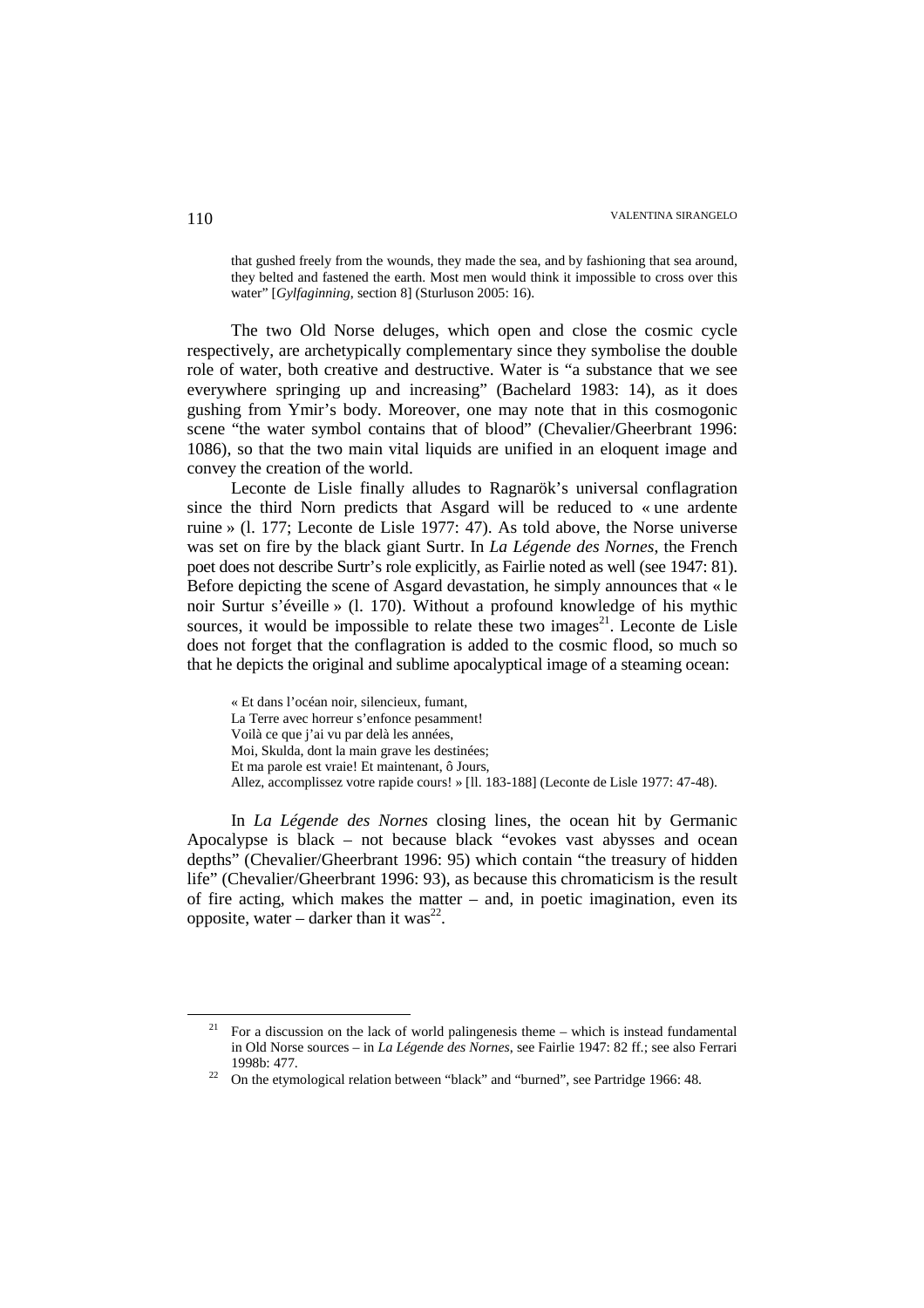> that gushed freely from the wounds, they made the sea, and by fashioning that sea around, they belted and fastened the earth. Most men would think it impossible to cross over this water" [*Gylfaginning*, section 8] (Sturluson 2005: 16).

The two Old Norse deluges, which open and close the cosmic cycle respectively, are archetypically complementary since they symbolise the double role of water, both creative and destructive. Water is "a substance that we see everywhere springing up and increasing" (Bachelard 1983: 14), as it does gushing from Ymir's body. Moreover, one may note that in this cosmogonic scene "the water symbol contains that of blood" (Chevalier/Gheerbrant 1996: 1086), so that the two main vital liquids are unified in an eloquent image and convey the creation of the world.

Leconte de Lisle finally alludes to Ragnarök's universal conflagration since the third Norn predicts that Asgard will be reduced to « une ardente ruine » (l. 177; Leconte de Lisle 1977: 47). As told above, the Norse universe was set on fire by the black giant Surtr. In *La Légende des Nornes*, the French poet does not describe Surtr's role explicitly, as Fairlie noted as well (see 1947: 81). Before depicting the scene of Asgard devastation, he simply announces that « le noir Surtur s'éveille » (l. 170). Without a profound knowledge of his mythic sources, it would be impossible to relate these two images[21]. Leconte de Lisle does not forget that the conflagration is added to the cosmic flood, so much so that he depicts the original and sublime apocalyptical image of a steaming ocean:

> « Et dans l'océan noir, silencieux, fumant,
> La Terre avec horreur s'enfonce pesamment!
> Voilà ce que j'ai vu par delà les années,
> Moi, Skulda, dont la main grave les destinées;
> Et ma parole est vraie! Et maintenant, ô Jours,
> Allez, accomplissez votre rapide cours! » [ll. 183-188] (Leconte de Lisle 1977: 47-48).

In *La Légende des Nornes* closing lines, the ocean hit by Germanic Apocalypse is black – not because black "evokes vast abysses and ocean depths" (Chevalier/Gheerbrant 1996: 95) which contain "the treasury of hidden life" (Chevalier/Gheerbrant 1996: 93), as because this chromaticism is the result of fire acting, which makes the matter – and, in poetic imagination, even its opposite, water – darker than it was[22].

---

[21] For a discussion on the lack of world palingenesis theme – which is instead fundamental in Old Norse sources – in *La Légende des Nornes*, see Fairlie 1947: 82 ff.; see also Ferrari 1998b: 477.

[22] On the etymological relation between "black" and "burned", see Partridge 1966: 48.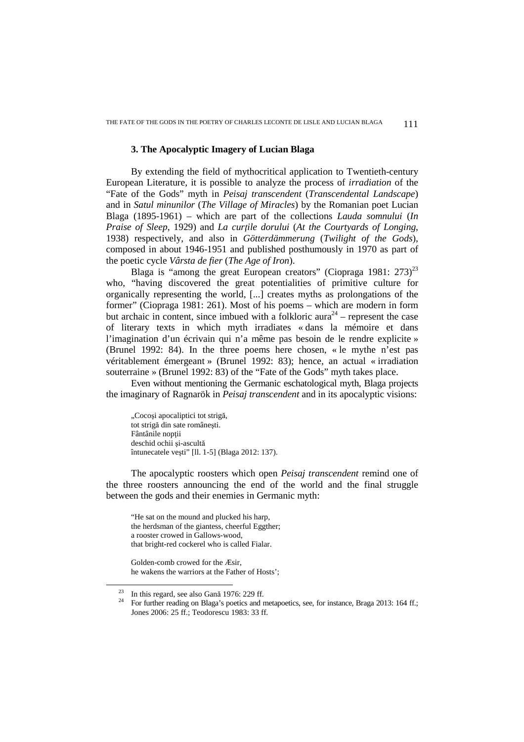### 3. The Apocalyptic Imagery of Lucian Blaga

By extending the field of mythocritical application to Twentieth-century European Literature, it is possible to analyze the process of *irradiation* of the "Fate of the Gods" myth in *Peisaj transcendent* (*Transcendental Landscape*) and in *Satul minunilor* (*The Village of Miracles*) by the Romanian poet Lucian Blaga (1895-1961) – which are part of the collections *Lauda somnului* (*In Praise of Sleep*, 1929) and *La curţile dorului* (*At the Courtyards of Longing*, 1938) respectively, and also in *Götterdämmerung* (*Twilight of the Gods*), composed in about 1946-1951 and published posthumously in 1970 as part of the poetic cycle *Vârsta de fier* (*The Age of Iron*).

Blaga is "among the great European creators" (Ciopraga 1981: 273)[23] who, "having discovered the great potentialities of primitive culture for organically representing the world, [...] creates myths as prolongations of the former" (Ciopraga 1981: 261). Most of his poems – which are modern in form but archaic in content, since imbued with a folkloric aura[24] – represent the case of literary texts in which myth irradiates « dans la mémoire et dans l'imagination d'un écrivain qui n'a même pas besoin de le rendre explicite » (Brunel 1992: 84). In the three poems here chosen, « le mythe n'est pas véritablement émergeant » (Brunel 1992: 83); hence, an actual « irradiation souterraine » (Brunel 1992: 83) of the "Fate of the Gods" myth takes place.

Even without mentioning the Germanic eschatological myth, Blaga projects the imaginary of Ragnarök in *Peisaj transcendent* and in its apocalyptic visions:

> „Cocoşi apocaliptici tot strigă,
> tot strigă din sate româneşti.
> Fântânile nopţii
> deschid ochii şi-ascultă
> întunecatele veşti" [ll. 1-5] (Blaga 2012: 137).

The apocalyptic roosters which open *Peisaj transcendent* remind one of the three roosters announcing the end of the world and the final struggle between the gods and their enemies in Germanic myth:

> "He sat on the mound and plucked his harp,
> the herdsman of the giantess, cheerful Eggther;
> a rooster crowed in Gallows-wood,
> that bright-red cockerel who is called Fialar.
>
> Golden-comb crowed for the Æsir,
> he wakens the warriors at the Father of Hosts';

[23] In this regard, see also Gană 1976: 229 ff.

[24] For further reading on Blaga's poetics and metapoetics, see, for instance, Braga 2013: 164 ff.; Jones 2006: 25 ff.; Teodorescu 1983: 33 ff.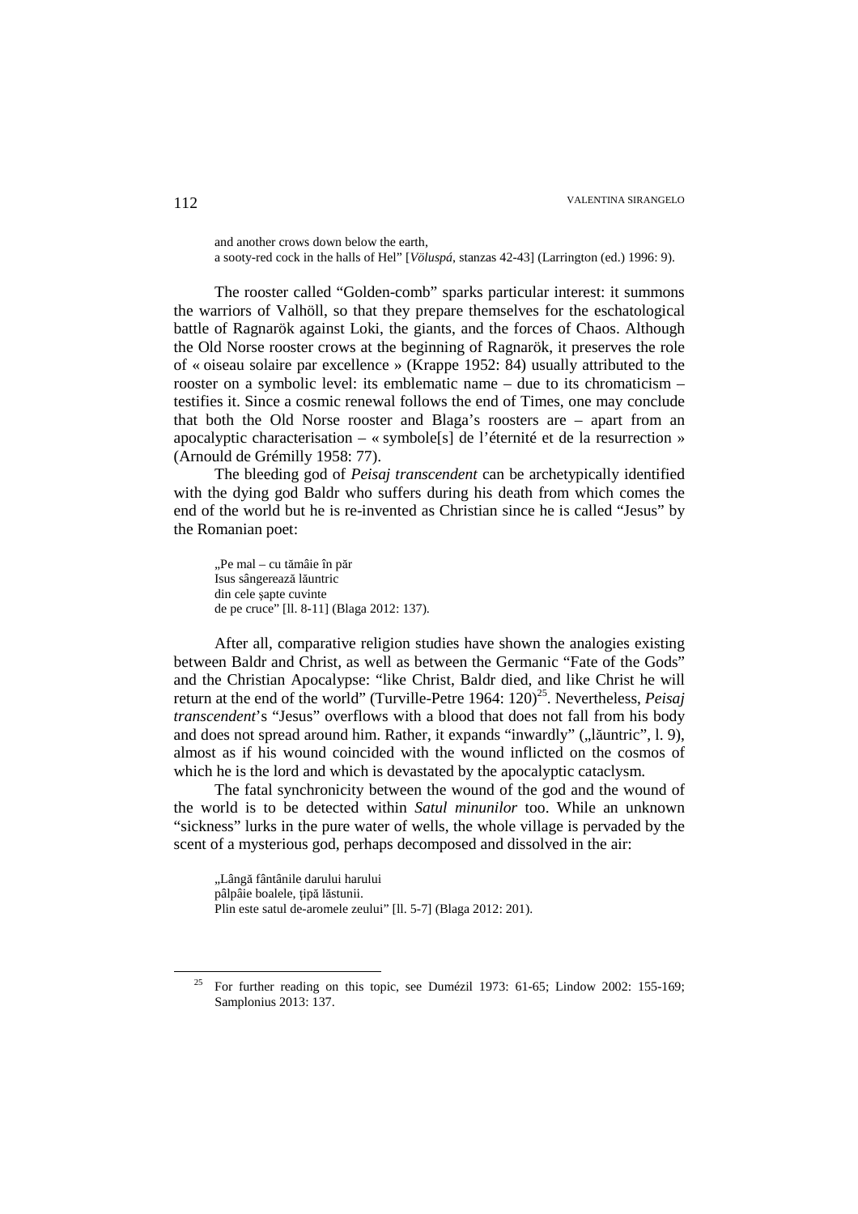> and another crows down below the earth,
> a sooty-red cock in the halls of Hel" [*Völuspá*, stanzas 42-43] (Larrington (ed.) 1996: 9).

The rooster called "Golden-comb" sparks particular interest: it summons the warriors of Valhöll, so that they prepare themselves for the eschatological battle of Ragnarök against Loki, the giants, and the forces of Chaos. Although the Old Norse rooster crows at the beginning of Ragnarök, it preserves the role of « oiseau solaire par excellence » (Krappe 1952: 84) usually attributed to the rooster on a symbolic level: its emblematic name – due to its chromaticism – testifies it. Since a cosmic renewal follows the end of Times, one may conclude that both the Old Norse rooster and Blaga's roosters are – apart from an apocalyptic characterisation – « symbole[s] de l'éternité et de la resurrection » (Arnould de Grémilly 1958: 77).

The bleeding god of *Peisaj transcendent* can be archetypically identified with the dying god Baldr who suffers during his death from which comes the end of the world but he is re-invented as Christian since he is called "Jesus" by the Romanian poet:

> „Pe mal – cu tămâie în păr
> Isus sângerează lăuntric
> din cele şapte cuvinte
> de pe cruce" [ll. 8-11] (Blaga 2012: 137).

After all, comparative religion studies have shown the analogies existing between Baldr and Christ, as well as between the Germanic "Fate of the Gods" and the Christian Apocalypse: "like Christ, Baldr died, and like Christ he will return at the end of the world" (Turville-Petre 1964: 120)[25]. Nevertheless, *Peisaj transcendent*'s "Jesus" overflows with a blood that does not fall from his body and does not spread around him. Rather, it expands "inwardly" („lăuntric", l. 9), almost as if his wound coincided with the wound inflicted on the cosmos of which he is the lord and which is devastated by the apocalyptic cataclysm.

The fatal synchronicity between the wound of the god and the wound of the world is to be detected within *Satul minunilor* too. While an unknown "sickness" lurks in the pure water of wells, the whole village is pervaded by the scent of a mysterious god, perhaps decomposed and dissolved in the air:

> „Lângă fântânile darului harului
> pâlpâie boalele, ţipă lăstunii.
> Plin este satul de-aromele zeului" [ll. 5-7] (Blaga 2012: 201).

---

[25] For further reading on this topic, see Dumézil 1973: 61-65; Lindow 2002: 155-169; Samplonius 2013: 137.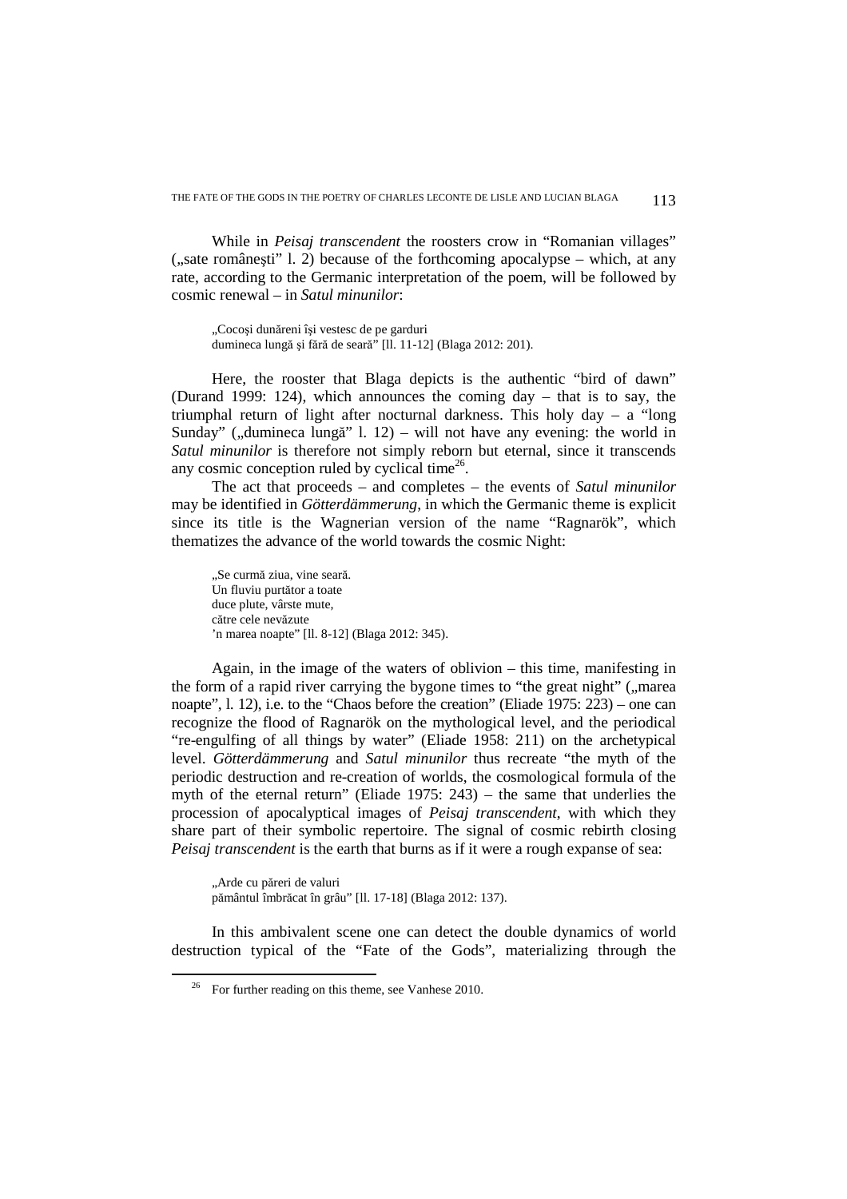While in *Peisaj transcendent* the roosters crow in "Romanian villages" („sate românești" l. 2) because of the forthcoming apocalypse – which, at any rate, according to the Germanic interpretation of the poem, will be followed by cosmic renewal – in *Satul minunilor*:

> „Cocoși dunăreni își vestesc de pe garduri
> dumineca lungă și fără de seară" [ll. 11-12] (Blaga 2012: 201).

Here, the rooster that Blaga depicts is the authentic "bird of dawn" (Durand 1999: 124), which announces the coming day – that is to say, the triumphal return of light after nocturnal darkness. This holy day – a "long Sunday" („dumineca lungă" l. 12) – will not have any evening: the world in *Satul minunilor* is therefore not simply reborn but eternal, since it transcends any cosmic conception ruled by cyclical time[26].

The act that proceeds – and completes – the events of *Satul minunilor* may be identified in *Götterdämmerung*, in which the Germanic theme is explicit since its title is the Wagnerian version of the name "Ragnarök", which thematizes the advance of the world towards the cosmic Night:

> „Se curmă ziua, vine seară.
> Un fluviu purtător a toate
> duce plute, vârste mute,
> către cele nevăzute
> 'n marea noapte" [ll. 8-12] (Blaga 2012: 345).

Again, in the image of the waters of oblivion – this time, manifesting in the form of a rapid river carrying the bygone times to "the great night" („marea noapte", l. 12), i.e. to the "Chaos before the creation" (Eliade 1975: 223) – one can recognize the flood of Ragnarök on the mythological level, and the periodical "re-engulfing of all things by water" (Eliade 1958: 211) on the archetypical level. *Götterdämmerung* and *Satul minunilor* thus recreate "the myth of the periodic destruction and re-creation of worlds, the cosmological formula of the myth of the eternal return" (Eliade 1975: 243) – the same that underlies the procession of apocalyptical images of *Peisaj transcendent*, with which they share part of their symbolic repertoire. The signal of cosmic rebirth closing *Peisaj transcendent* is the earth that burns as if it were a rough expanse of sea:

> „Arde cu păreri de valuri
> pământul îmbrăcat în grâu" [ll. 17-18] (Blaga 2012: 137).

In this ambivalent scene one can detect the double dynamics of world destruction typical of the "Fate of the Gods", materializing through the

---

[26] For further reading on this theme, see Vanhese 2010.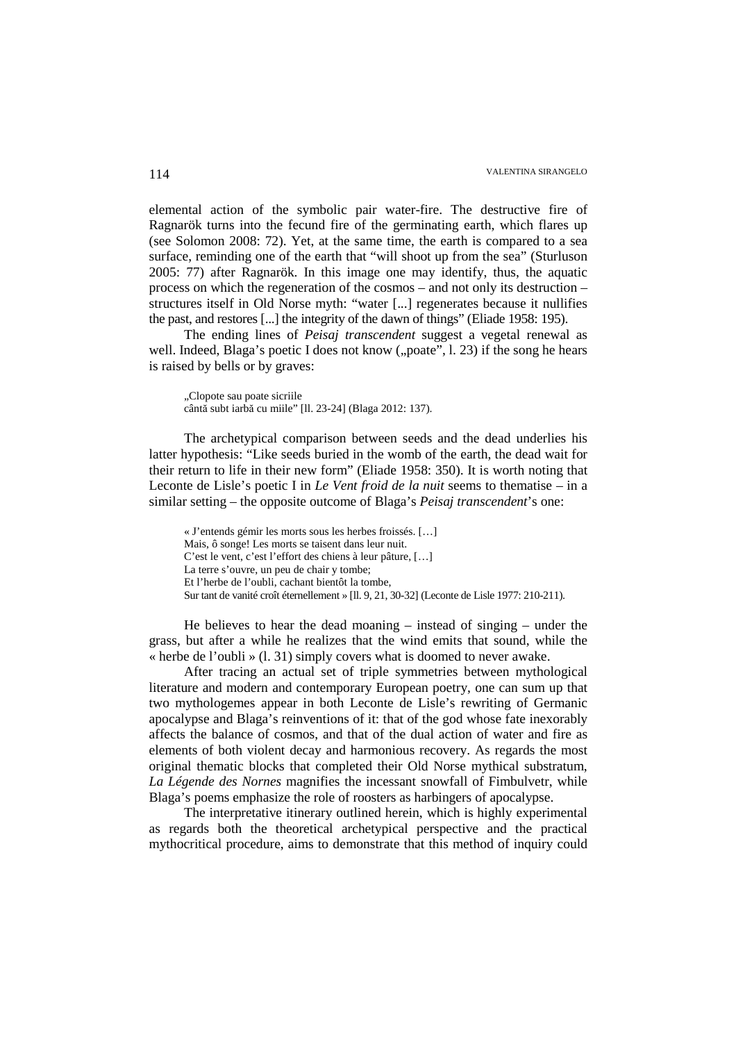elemental action of the symbolic pair water-fire. The destructive fire of Ragnarök turns into the fecund fire of the germinating earth, which flares up (see Solomon 2008: 72). Yet, at the same time, the earth is compared to a sea surface, reminding one of the earth that "will shoot up from the sea" (Sturluson 2005: 77) after Ragnarök. In this image one may identify, thus, the aquatic process on which the regeneration of the cosmos – and not only its destruction – structures itself in Old Norse myth: "water [...] regenerates because it nullifies the past, and restores [...] the integrity of the dawn of things" (Eliade 1958: 195).

The ending lines of *Peisaj transcendent* suggest a vegetal renewal as well. Indeed, Blaga's poetic I does not know („poate", l. 23) if the song he hears is raised by bells or by graves:

> „Clopote sau poate sicriile
> cântă subt iarbă cu miile" [ll. 23-24] (Blaga 2012: 137).

The archetypical comparison between seeds and the dead underlies his latter hypothesis: "Like seeds buried in the womb of the earth, the dead wait for their return to life in their new form" (Eliade 1958: 350). It is worth noting that Leconte de Lisle's poetic I in *Le Vent froid de la nuit* seems to thematise – in a similar setting – the opposite outcome of Blaga's *Peisaj transcendent*'s one:

> « J'entends gémir les morts sous les herbes froissés. […]
> Mais, ô songe! Les morts se taisent dans leur nuit.
> C'est le vent, c'est l'effort des chiens à leur pâture, […]
> La terre s'ouvre, un peu de chair y tombe;
> Et l'herbe de l'oubli, cachant bientôt la tombe,
> Sur tant de vanité croît éternellement » [ll. 9, 21, 30-32] (Leconte de Lisle 1977: 210-211).

He believes to hear the dead moaning – instead of singing – under the grass, but after a while he realizes that the wind emits that sound, while the « herbe de l'oubli » (l. 31) simply covers what is doomed to never awake.

After tracing an actual set of triple symmetries between mythological literature and modern and contemporary European poetry, one can sum up that two mythologemes appear in both Leconte de Lisle's rewriting of Germanic apocalypse and Blaga's reinventions of it: that of the god whose fate inexorably affects the balance of cosmos, and that of the dual action of water and fire as elements of both violent decay and harmonious recovery. As regards the most original thematic blocks that completed their Old Norse mythical substratum, *La Légende des Nornes* magnifies the incessant snowfall of Fimbulvetr, while Blaga's poems emphasize the role of roosters as harbingers of apocalypse.

The interpretative itinerary outlined herein, which is highly experimental as regards both the theoretical archetypical perspective and the practical mythocritical procedure, aims to demonstrate that this method of inquiry could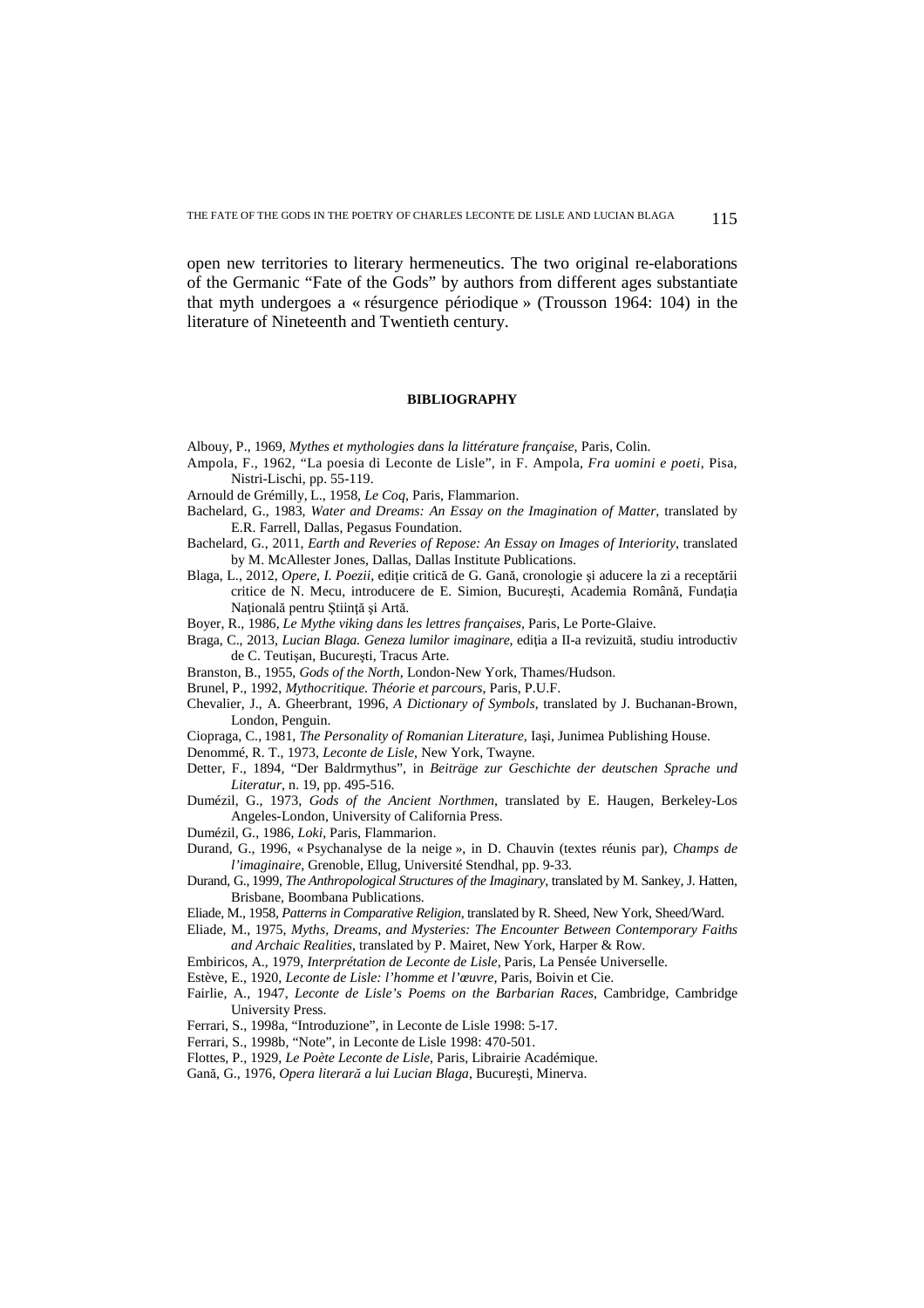open new territories to literary hermeneutics. The two original re-elaborations of the Germanic "Fate of the Gods" by authors from different ages substantiate that myth undergoes a « résurgence périodique » (Trousson 1964: 104) in the literature of Nineteenth and Twentieth century.

## BIBLIOGRAPHY

Albouy, P., 1969, *Mythes et mythologies dans la littérature française*, Paris, Colin.

Ampola, F., 1962, "La poesia di Leconte de Lisle", in F. Ampola, *Fra uomini e poeti*, Pisa, Nistri-Lischi, pp. 55-119.

Arnould de Grémilly, L., 1958, *Le Coq*, Paris, Flammarion.

Bachelard, G., 1983, *Water and Dreams: An Essay on the Imagination of Matter*, translated by E.R. Farrell, Dallas, Pegasus Foundation.

Bachelard, G., 2011, *Earth and Reveries of Repose: An Essay on Images of Interiority*, translated by M. McAllester Jones, Dallas, Dallas Institute Publications.

Blaga, L., 2012, *Opere, I. Poezii*, ediţie critică de G. Gană, cronologie şi aducere la zi a receptării critice de N. Mecu, introducere de E. Simion, Bucureşti, Academia Română, Fundaţia Naţională pentru Ştiinţă şi Artă.

Boyer, R., 1986, *Le Mythe viking dans les lettres françaises*, Paris, Le Porte-Glaive.

Braga, C., 2013, *Lucian Blaga. Geneza lumilor imaginare*, ediţia a II-a revizuită, studiu introductiv de C. Teutişan, Bucureşti, Tracus Arte.

Branston, B., 1955, *Gods of the North*, London-New York, Thames/Hudson.

Brunel, P., 1992, *Mythocritique. Théorie et parcours*, Paris, P.U.F.

Chevalier, J., A. Gheerbrant, 1996, *A Dictionary of Symbols*, translated by J. Buchanan-Brown, London, Penguin.

Ciopraga, C., 1981, *The Personality of Romanian Literature*, Iaşi, Junimea Publishing House.

Denommé, R. T., 1973, *Leconte de Lisle*, New York, Twayne.

Detter, F., 1894, "Der Baldrmythus", in *Beiträge zur Geschichte der deutschen Sprache und Literatur*, n. 19, pp. 495-516.

Dumézil, G., 1973, *Gods of the Ancient Northmen*, translated by E. Haugen, Berkeley-Los Angeles-London, University of California Press.

Dumézil, G., 1986, *Loki*, Paris, Flammarion.

Durand, G., 1996, « Psychanalyse de la neige », in D. Chauvin (textes réunis par), *Champs de l'imaginaire*, Grenoble, Ellug, Université Stendhal, pp. 9-33.

Durand, G., 1999, *The Anthropological Structures of the Imaginary*, translated by M. Sankey, J. Hatten, Brisbane, Boombana Publications.

Eliade, M., 1958, *Patterns in Comparative Religion*, translated by R. Sheed, New York, Sheed/Ward.

Eliade, M., 1975, *Myths, Dreams, and Mysteries: The Encounter Between Contemporary Faiths and Archaic Realities*, translated by P. Mairet, New York, Harper & Row.

Embiricos, A., 1979, *Interprétation de Leconte de Lisle*, Paris, La Pensée Universelle.

Estève, E., 1920, *Leconte de Lisle: l'homme et l'œuvre*, Paris, Boivin et Cie.

Fairlie, A., 1947, *Leconte de Lisle's Poems on the Barbarian Races*, Cambridge, Cambridge University Press.

Ferrari, S., 1998a, "Introduzione", in Leconte de Lisle 1998: 5-17.

Ferrari, S., 1998b, "Note", in Leconte de Lisle 1998: 470-501.

Flottes, P., 1929, *Le Poète Leconte de Lisle*, Paris, Librairie Académique.

Gană, G., 1976, *Opera literară a lui Lucian Blaga*, Bucureşti, Minerva.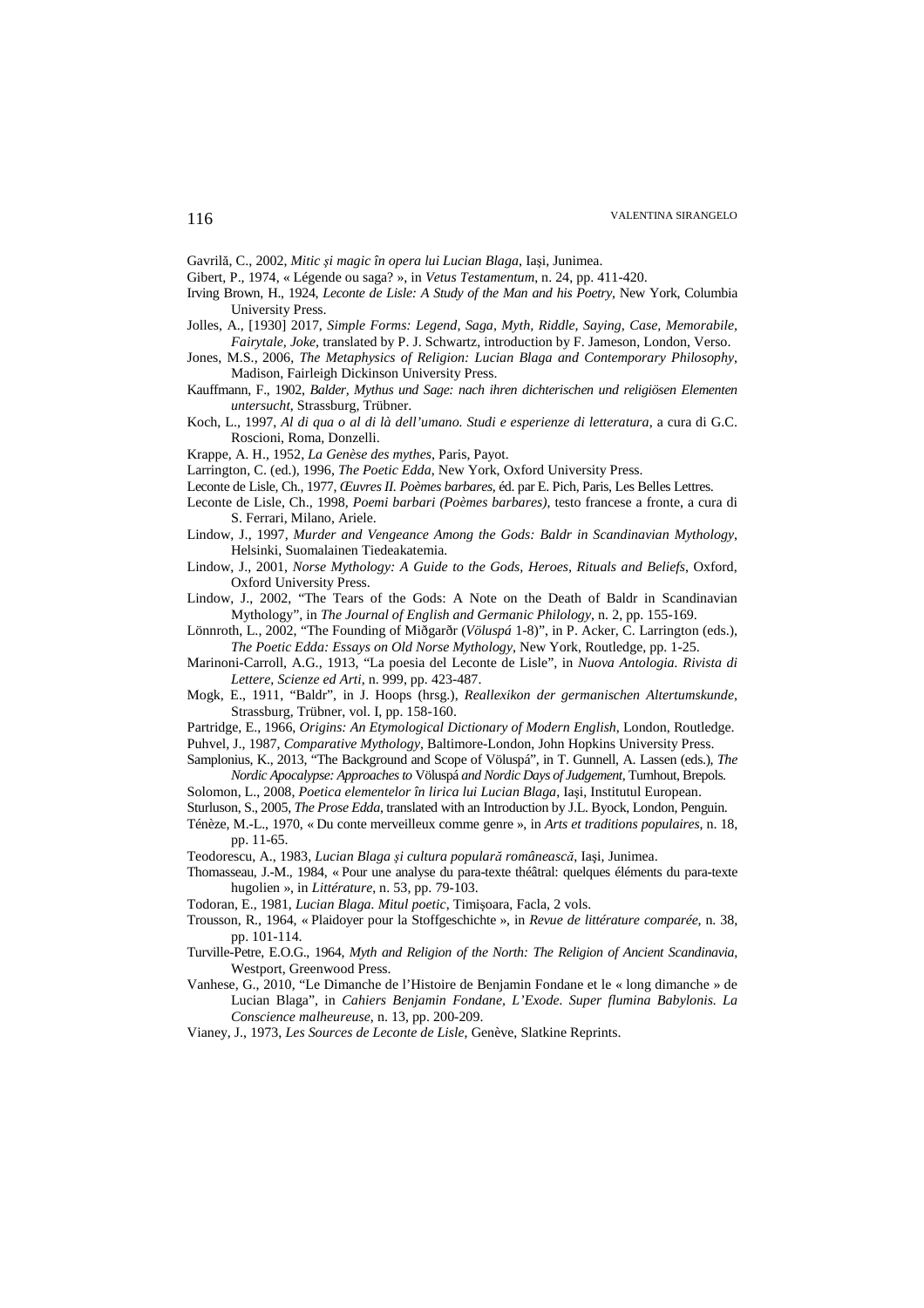Gavrilă, C., 2002, *Mitic şi magic în opera lui Lucian Blaga*, Iaşi, Junimea.

Gibert, P., 1974, « Légende ou saga? », in *Vetus Testamentum*, n. 24, pp. 411-420.

Irving Brown, H., 1924, *Leconte de Lisle: A Study of the Man and his Poetry*, New York, Columbia University Press.

Jolles, A., [1930] 2017, *Simple Forms: Legend, Saga, Myth, Riddle, Saying, Case, Memorabile, Fairytale, Joke*, translated by P. J. Schwartz, introduction by F. Jameson, London, Verso.

Jones, M.S., 2006, *The Metaphysics of Religion: Lucian Blaga and Contemporary Philosophy*, Madison, Fairleigh Dickinson University Press.

Kauffmann, F., 1902, *Balder, Mythus und Sage: nach ihren dichterischen und religiösen Elementen untersucht*, Strassburg, Trübner.

Koch, L., 1997, *Al di qua o al di là dell'umano. Studi e esperienze di letteratura*, a cura di G.C. Roscioni, Roma, Donzelli.

Krappe, A. H., 1952, *La Genèse des mythes*, Paris, Payot.

Larrington, C. (ed.), 1996, *The Poetic Edda*, New York, Oxford University Press.

Leconte de Lisle, Ch., 1977, *Œuvres II. Poèmes barbares*, éd. par E. Pich, Paris, Les Belles Lettres.

Leconte de Lisle, Ch., 1998, *Poemi barbari (Poèmes barbares)*, testo francese a fronte, a cura di S. Ferrari, Milano, Ariele.

Lindow, J., 1997, *Murder and Vengeance Among the Gods: Baldr in Scandinavian Mythology*, Helsinki, Suomalainen Tiedeakatemia.

Lindow, J., 2001, *Norse Mythology: A Guide to the Gods, Heroes, Rituals and Beliefs*, Oxford, Oxford University Press.

Lindow, J., 2002, "The Tears of the Gods: A Note on the Death of Baldr in Scandinavian Mythology", in *The Journal of English and Germanic Philology*, n. 2, pp. 155-169.

Lönnroth, L., 2002, "The Founding of Miðgarðr (*Völuspá* 1-8)", in P. Acker, C. Larrington (eds.), *The Poetic Edda: Essays on Old Norse Mythology*, New York, Routledge, pp. 1-25.

Marinoni-Carroll, A.G., 1913, "La poesia del Leconte de Lisle", in *Nuova Antologia. Rivista di Lettere, Scienze ed Arti*, n. 999, pp. 423-487.

Mogk, E., 1911, "Baldr", in J. Hoops (hrsg.), *Reallexikon der germanischen Altertumskunde*, Strassburg, Trübner, vol. I, pp. 158-160.

Partridge, E., 1966, *Origins: An Etymological Dictionary of Modern English*, London, Routledge.

Puhvel, J., 1987, *Comparative Mythology*, Baltimore-London, John Hopkins University Press.

Samplonius, K., 2013, "The Background and Scope of Völuspá", in T. Gunnell, A. Lassen (eds.), *The Nordic Apocalypse: Approaches to* Völuspá *and Nordic Days of Judgement*, Turnhout, Brepols.

Solomon, L., 2008, *Poetica elementelor în lirica lui Lucian Blaga*, Iaşi, Institutul European.

Sturluson, S., 2005, *The Prose Edda*, translated with an Introduction by J.L. Byock, London, Penguin.

Ténèze, M.-L., 1970, « Du conte merveilleux comme genre », in *Arts et traditions populaires*, n. 18, pp. 11-65.

Teodorescu, A., 1983, *Lucian Blaga şi cultura populară românească*, Iaşi, Junimea.

Thomasseau, J.-M., 1984, « Pour une analyse du para-texte théâtral: quelques éléments du para-texte hugolien », in *Littérature*, n. 53, pp. 79-103.

Todoran, E., 1981, *Lucian Blaga. Mitul poetic*, Timişoara, Facla, 2 vols.

Trousson, R., 1964, « Plaidoyer pour la Stoffgeschichte », in *Revue de littérature comparée*, n. 38, pp. 101-114.

Turville-Petre, E.O.G., 1964, *Myth and Religion of the North: The Religion of Ancient Scandinavia*, Westport, Greenwood Press.

Vanhese, G., 2010, "Le Dimanche de l'Histoire de Benjamin Fondane et le « long dimanche » de Lucian Blaga", in *Cahiers Benjamin Fondane, L'Exode. Super flumina Babylonis. La Conscience malheureuse*, n. 13, pp. 200-209.

Vianey, J., 1973, *Les Sources de Leconte de Lisle*, Genève, Slatkine Reprints.